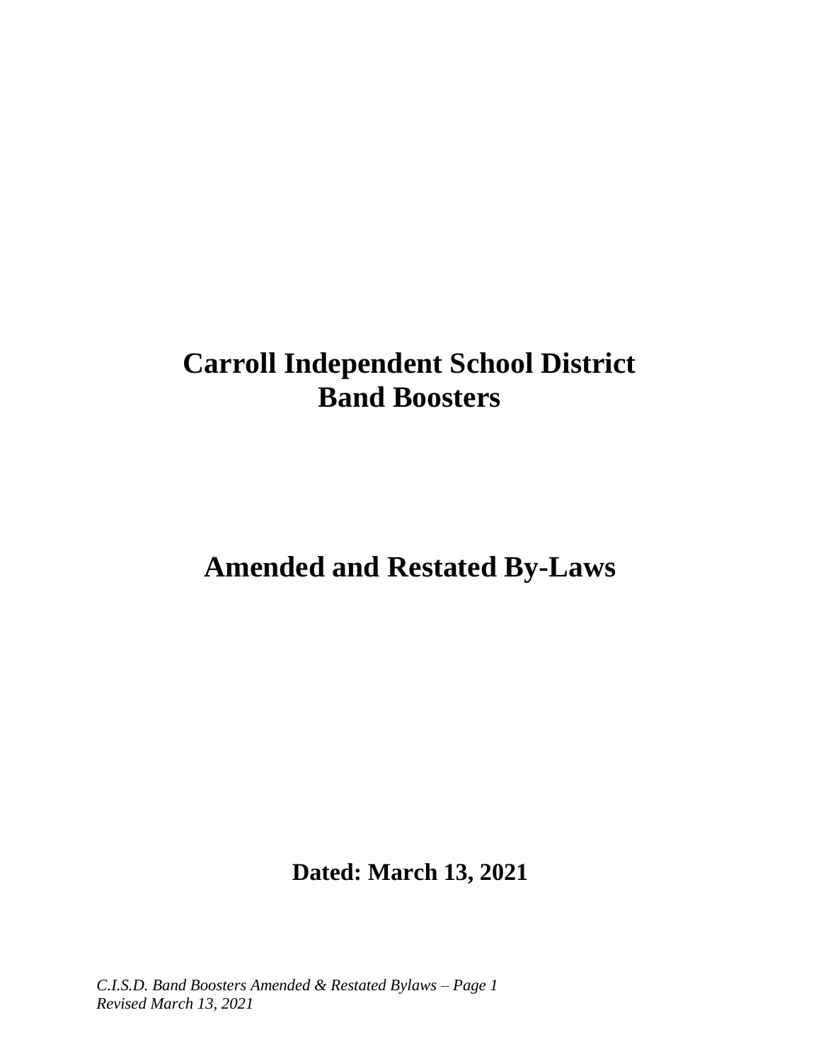# Carroll Independent School District
# Band Boosters

# Amended and Restated By-Laws

**Dated: March 13, 2021**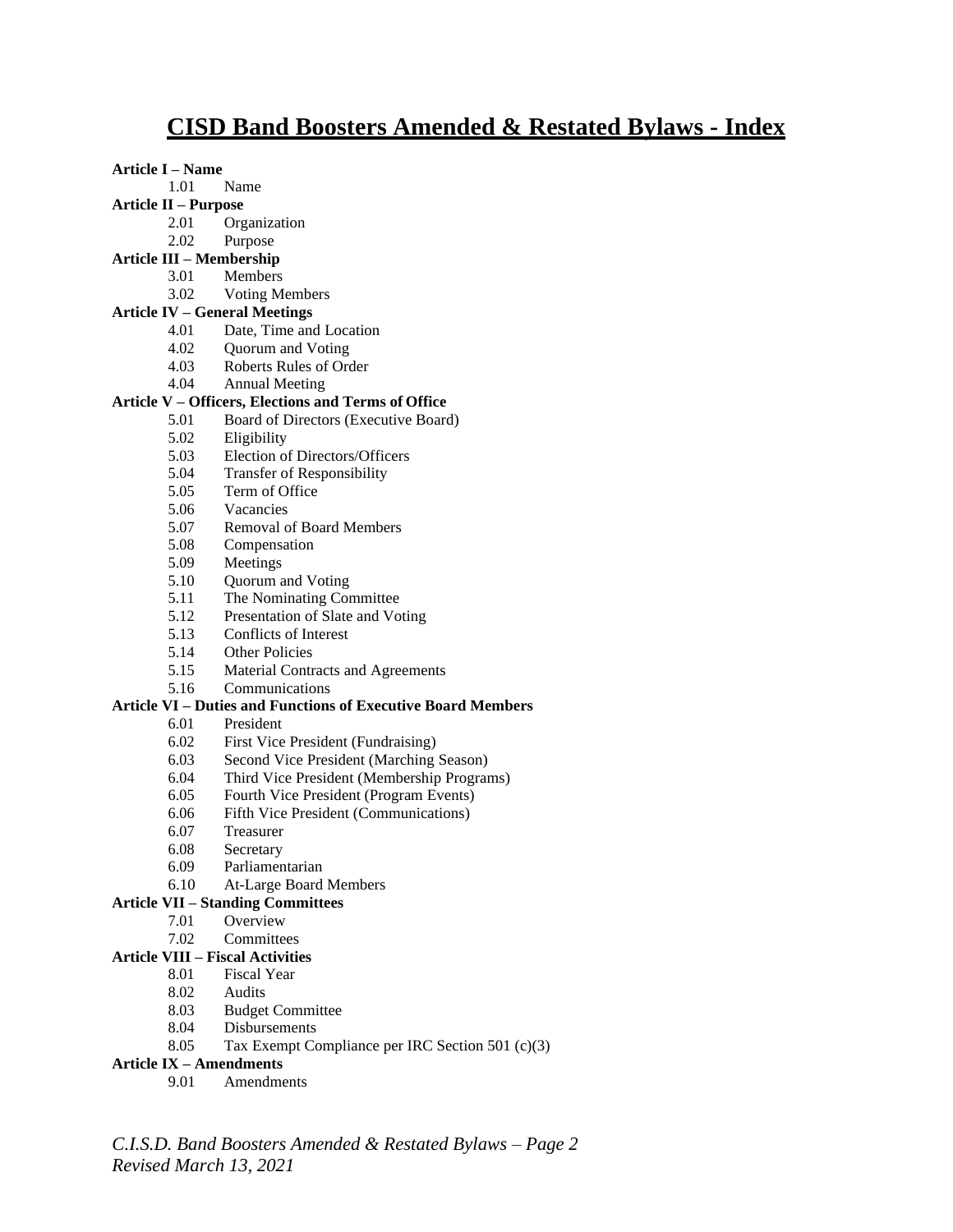# CISD Band Boosters Amended & Restated Bylaws - Index

**Article I – Name**

- 1.01 Name

**Article II – Purpose**

- 2.01 Organization
- 2.02 Purpose

**Article III – Membership**

- 3.01 Members
- 3.02 Voting Members

**Article IV – General Meetings**

- 4.01 Date, Time and Location
- 4.02 Quorum and Voting
- 4.03 Roberts Rules of Order
- 4.04 Annual Meeting

**Article V – Officers, Elections and Terms of Office**

- 5.01 Board of Directors (Executive Board)
- 5.02 Eligibility
- 5.03 Election of Directors/Officers
- 5.04 Transfer of Responsibility
- 5.05 Term of Office
- 5.06 Vacancies
- 5.07 Removal of Board Members
- 5.08 Compensation
- 5.09 Meetings
- 5.10 Quorum and Voting
- 5.11 The Nominating Committee
- 5.12 Presentation of Slate and Voting
- 5.13 Conflicts of Interest
- 5.14 Other Policies
- 5.15 Material Contracts and Agreements
- 5.16 Communications

**Article VI – Duties and Functions of Executive Board Members**

- 6.01 President
- 6.02 First Vice President (Fundraising)
- 6.03 Second Vice President (Marching Season)
- 6.04 Third Vice President (Membership Programs)
- 6.05 Fourth Vice President (Program Events)
- 6.06 Fifth Vice President (Communications)
- 6.07 Treasurer
- 6.08 Secretary
- 6.09 Parliamentarian
- 6.10 At-Large Board Members

**Article VII – Standing Committees**

- 7.01 Overview
- 7.02 Committees

**Article VIII – Fiscal Activities**

- 8.01 Fiscal Year
- 8.02 Audits
- 8.03 Budget Committee
- 8.04 Disbursements
- 8.05 Tax Exempt Compliance per IRC Section 501 (c)(3)

**Article IX – Amendments**

- 9.01 Amendments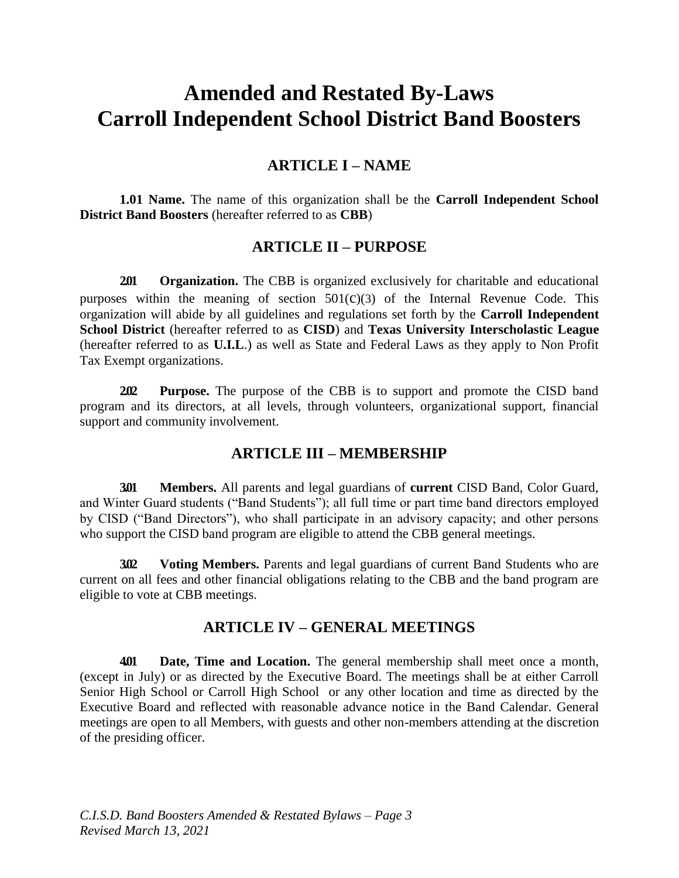# Amended and Restated By-Laws
# Carroll Independent School District Band Boosters

## ARTICLE I – NAME

**1.01 Name.** The name of this organization shall be the **Carroll Independent School District Band Boosters** (hereafter referred to as **CBB**)

## ARTICLE II – PURPOSE

**2.01 Organization.** The CBB is organized exclusively for charitable and educational purposes within the meaning of section 501(c)(3) of the Internal Revenue Code. This organization will abide by all guidelines and regulations set forth by the **Carroll Independent School District** (hereafter referred to as **CISD**) and **Texas University Interscholastic League** (hereafter referred to as **U.I.L**.) as well as State and Federal Laws as they apply to Non Profit Tax Exempt organizations.

**2.02 Purpose.** The purpose of the CBB is to support and promote the CISD band program and its directors, at all levels, through volunteers, organizational support, financial support and community involvement.

## ARTICLE III – MEMBERSHIP

**3.01 Members.** All parents and legal guardians of **current** CISD Band, Color Guard, and Winter Guard students ("Band Students"); all full time or part time band directors employed by CISD ("Band Directors"), who shall participate in an advisory capacity; and other persons who support the CISD band program are eligible to attend the CBB general meetings.

**3.02 Voting Members.** Parents and legal guardians of current Band Students who are current on all fees and other financial obligations relating to the CBB and the band program are eligible to vote at CBB meetings.

## ARTICLE IV – GENERAL MEETINGS

**4.01 Date, Time and Location.** The general membership shall meet once a month, (except in July) or as directed by the Executive Board. The meetings shall be at either Carroll Senior High School or Carroll High School or any other location and time as directed by the Executive Board and reflected with reasonable advance notice in the Band Calendar. General meetings are open to all Members, with guests and other non-members attending at the discretion of the presiding officer.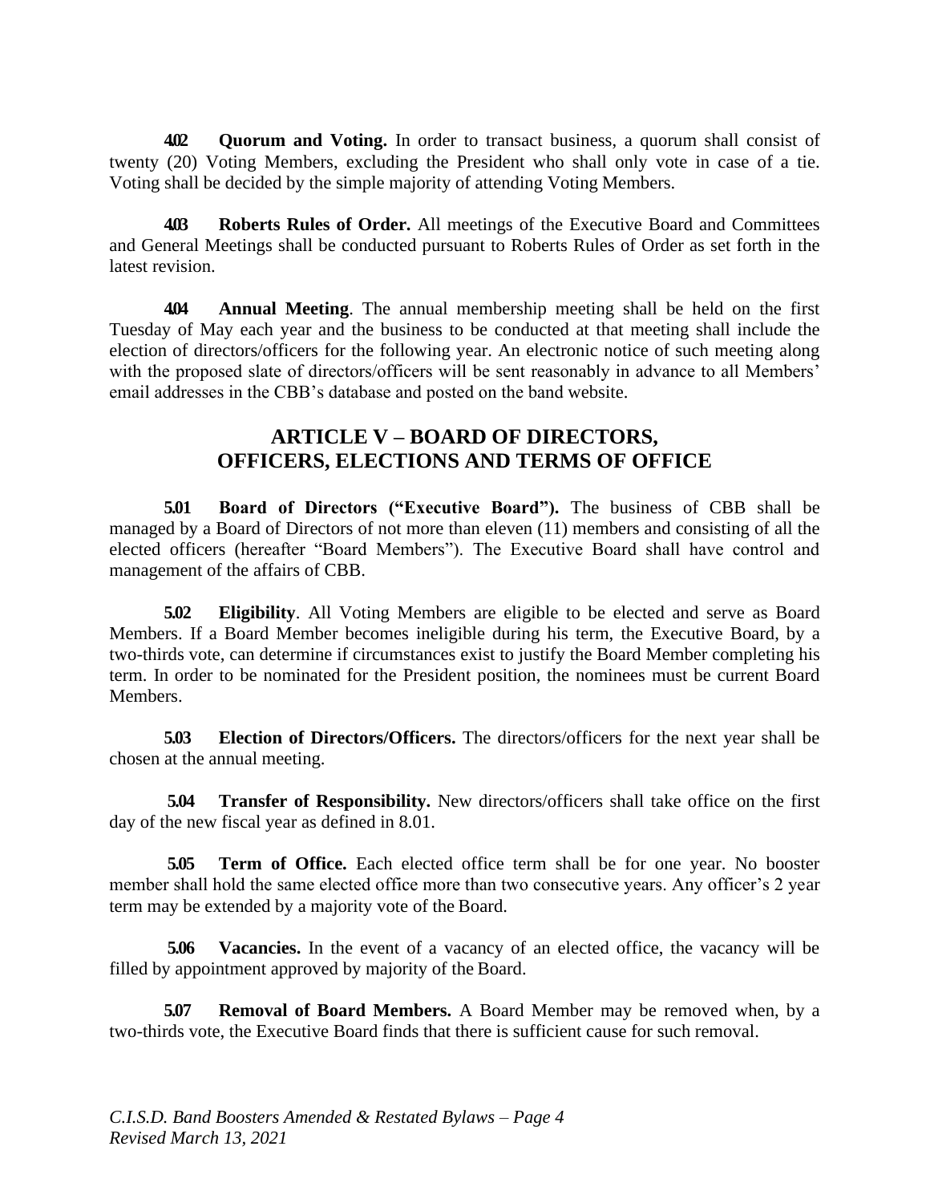**4.02 Quorum and Voting.** In order to transact business, a quorum shall consist of twenty (20) Voting Members, excluding the President who shall only vote in case of a tie. Voting shall be decided by the simple majority of attending Voting Members.

**4.03 Roberts Rules of Order.** All meetings of the Executive Board and Committees and General Meetings shall be conducted pursuant to Roberts Rules of Order as set forth in the latest revision.

**4.04 Annual Meeting**. The annual membership meeting shall be held on the first Tuesday of May each year and the business to be conducted at that meeting shall include the election of directors/officers for the following year. An electronic notice of such meeting along with the proposed slate of directors/officers will be sent reasonably in advance to all Members' email addresses in the CBB's database and posted on the band website.

## ARTICLE V – BOARD OF DIRECTORS, OFFICERS, ELECTIONS AND TERMS OF OFFICE

**5.01 Board of Directors ("Executive Board").** The business of CBB shall be managed by a Board of Directors of not more than eleven (11) members and consisting of all the elected officers (hereafter "Board Members"). The Executive Board shall have control and management of the affairs of CBB.

**5.02 Eligibility**. All Voting Members are eligible to be elected and serve as Board Members. If a Board Member becomes ineligible during his term, the Executive Board, by a two-thirds vote, can determine if circumstances exist to justify the Board Member completing his term. In order to be nominated for the President position, the nominees must be current Board Members.

**5.03 Election of Directors/Officers.** The directors/officers for the next year shall be chosen at the annual meeting.

**5.04 Transfer of Responsibility.** New directors/officers shall take office on the first day of the new fiscal year as defined in 8.01.

**5.05 Term of Office.** Each elected office term shall be for one year. No booster member shall hold the same elected office more than two consecutive years. Any officer's 2 year term may be extended by a majority vote of the Board.

**5.06 Vacancies.** In the event of a vacancy of an elected office, the vacancy will be filled by appointment approved by majority of the Board.

**5.07 Removal of Board Members.** A Board Member may be removed when, by a two-thirds vote, the Executive Board finds that there is sufficient cause for such removal.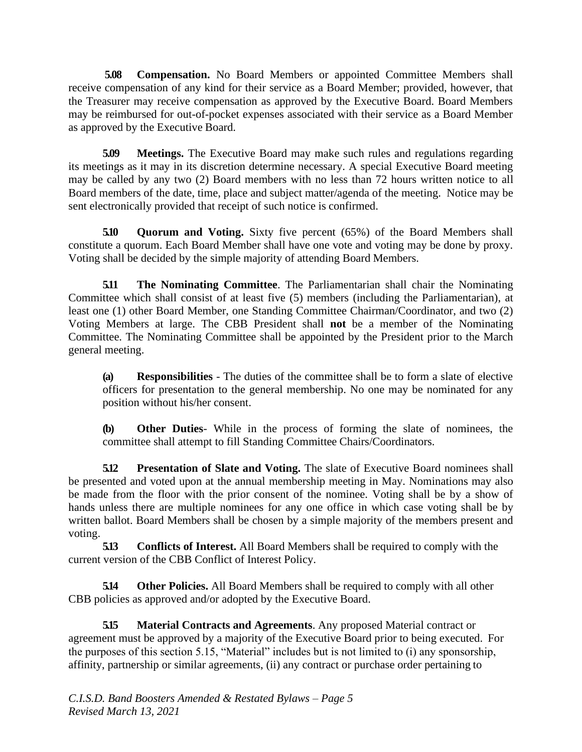**5.08 Compensation.** No Board Members or appointed Committee Members shall receive compensation of any kind for their service as a Board Member; provided, however, that the Treasurer may receive compensation as approved by the Executive Board. Board Members may be reimbursed for out-of-pocket expenses associated with their service as a Board Member as approved by the Executive Board.

**5.09 Meetings.** The Executive Board may make such rules and regulations regarding its meetings as it may in its discretion determine necessary. A special Executive Board meeting may be called by any two (2) Board members with no less than 72 hours written notice to all Board members of the date, time, place and subject matter/agenda of the meeting. Notice may be sent electronically provided that receipt of such notice is confirmed.

**5.10 Quorum and Voting.** Sixty five percent (65%) of the Board Members shall constitute a quorum. Each Board Member shall have one vote and voting may be done by proxy. Voting shall be decided by the simple majority of attending Board Members.

**5.11 The Nominating Committee**. The Parliamentarian shall chair the Nominating Committee which shall consist of at least five (5) members (including the Parliamentarian), at least one (1) other Board Member, one Standing Committee Chairman/Coordinator, and two (2) Voting Members at large. The CBB President shall **not** be a member of the Nominating Committee. The Nominating Committee shall be appointed by the President prior to the March general meeting.

> **(a) Responsibilities** - The duties of the committee shall be to form a slate of elective officers for presentation to the general membership. No one may be nominated for any position without his/her consent.
>
> **(b) Other Duties**- While in the process of forming the slate of nominees, the committee shall attempt to fill Standing Committee Chairs/Coordinators.

**5.12 Presentation of Slate and Voting.** The slate of Executive Board nominees shall be presented and voted upon at the annual membership meeting in May. Nominations may also be made from the floor with the prior consent of the nominee. Voting shall be by a show of hands unless there are multiple nominees for any one office in which case voting shall be by written ballot. Board Members shall be chosen by a simple majority of the members present and voting.

**5.13 Conflicts of Interest.** All Board Members shall be required to comply with the current version of the CBB Conflict of Interest Policy.

**5.14 Other Policies.** All Board Members shall be required to comply with all other CBB policies as approved and/or adopted by the Executive Board.

**5.15 Material Contracts and Agreements**. Any proposed Material contract or agreement must be approved by a majority of the Executive Board prior to being executed. For the purposes of this section 5.15, "Material" includes but is not limited to (i) any sponsorship, affinity, partnership or similar agreements, (ii) any contract or purchase order pertaining to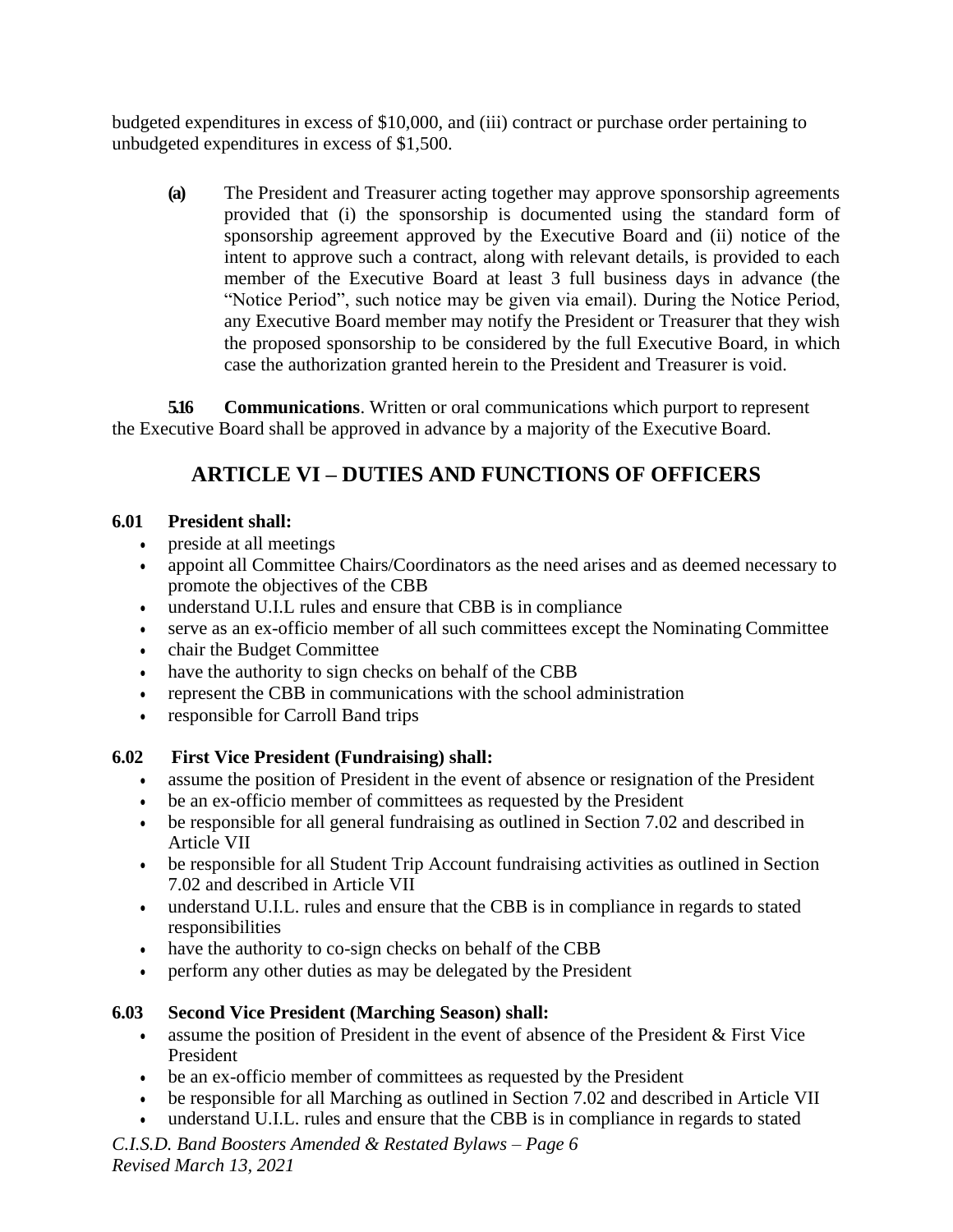budgeted expenditures in excess of $10,000, and (iii) contract or purchase order pertaining to unbudgeted expenditures in excess of $1,500.

**(a)** The President and Treasurer acting together may approve sponsorship agreements provided that (i) the sponsorship is documented using the standard form of sponsorship agreement approved by the Executive Board and (ii) notice of the intent to approve such a contract, along with relevant details, is provided to each member of the Executive Board at least 3 full business days in advance (the "Notice Period", such notice may be given via email). During the Notice Period, any Executive Board member may notify the President or Treasurer that they wish the proposed sponsorship to be considered by the full Executive Board, in which case the authorization granted herein to the President and Treasurer is void.

**5.16 Communications**. Written or oral communications which purport to represent the Executive Board shall be approved in advance by a majority of the Executive Board.

## ARTICLE VI – DUTIES AND FUNCTIONS OF OFFICERS

### 6.01 President shall:

- preside at all meetings
- appoint all Committee Chairs/Coordinators as the need arises and as deemed necessary to promote the objectives of the CBB
- understand U.I.L rules and ensure that CBB is in compliance
- serve as an ex-officio member of all such committees except the Nominating Committee
- chair the Budget Committee
- have the authority to sign checks on behalf of the CBB
- represent the CBB in communications with the school administration
- responsible for Carroll Band trips

### 6.02 First Vice President (Fundraising) shall:

- assume the position of President in the event of absence or resignation of the President
- be an ex-officio member of committees as requested by the President
- be responsible for all general fundraising as outlined in Section 7.02 and described in Article VII
- be responsible for all Student Trip Account fundraising activities as outlined in Section 7.02 and described in Article VII
- understand U.I.L. rules and ensure that the CBB is in compliance in regards to stated responsibilities
- have the authority to co-sign checks on behalf of the CBB
- perform any other duties as may be delegated by the President

### 6.03 Second Vice President (Marching Season) shall:

- assume the position of President in the event of absence of the President & First Vice President
- be an ex-officio member of committees as requested by the President
- be responsible for all Marching as outlined in Section 7.02 and described in Article VII
- understand U.I.L. rules and ensure that the CBB is in compliance in regards to stated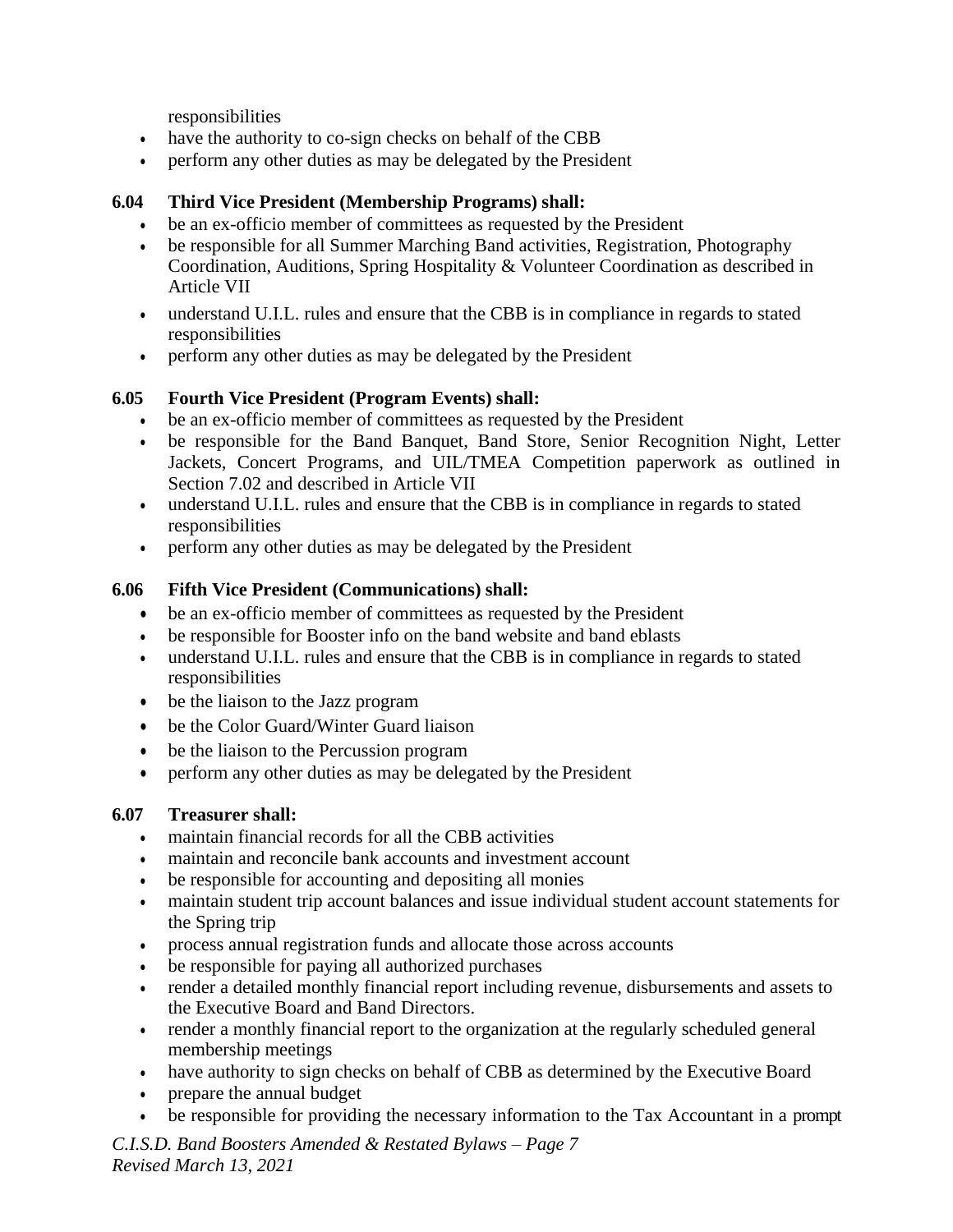responsibilities

- have the authority to co-sign checks on behalf of the CBB
- perform any other duties as may be delegated by the President

**6.04 Third Vice President (Membership Programs) shall:**

- be an ex-officio member of committees as requested by the President
- be responsible for all Summer Marching Band activities, Registration, Photography Coordination, Auditions, Spring Hospitality & Volunteer Coordination as described in Article VII
- understand U.I.L. rules and ensure that the CBB is in compliance in regards to stated responsibilities
- perform any other duties as may be delegated by the President

**6.05 Fourth Vice President (Program Events) shall:**

- be an ex-officio member of committees as requested by the President
- be responsible for the Band Banquet, Band Store, Senior Recognition Night, Letter Jackets, Concert Programs, and UIL/TMEA Competition paperwork as outlined in Section 7.02 and described in Article VII
- understand U.I.L. rules and ensure that the CBB is in compliance in regards to stated responsibilities
- perform any other duties as may be delegated by the President

**6.06 Fifth Vice President (Communications) shall:**

- be an ex-officio member of committees as requested by the President
- be responsible for Booster info on the band website and band eblasts
- understand U.I.L. rules and ensure that the CBB is in compliance in regards to stated responsibilities
- be the liaison to the Jazz program
- be the Color Guard/Winter Guard liaison
- be the liaison to the Percussion program
- perform any other duties as may be delegated by the President

**6.07 Treasurer shall:**

- maintain financial records for all the CBB activities
- maintain and reconcile bank accounts and investment account
- be responsible for accounting and depositing all monies
- maintain student trip account balances and issue individual student account statements for the Spring trip
- process annual registration funds and allocate those across accounts
- be responsible for paying all authorized purchases
- render a detailed monthly financial report including revenue, disbursements and assets to the Executive Board and Band Directors.
- render a monthly financial report to the organization at the regularly scheduled general membership meetings
- have authority to sign checks on behalf of CBB as determined by the Executive Board
- prepare the annual budget
- be responsible for providing the necessary information to the Tax Accountant in a prompt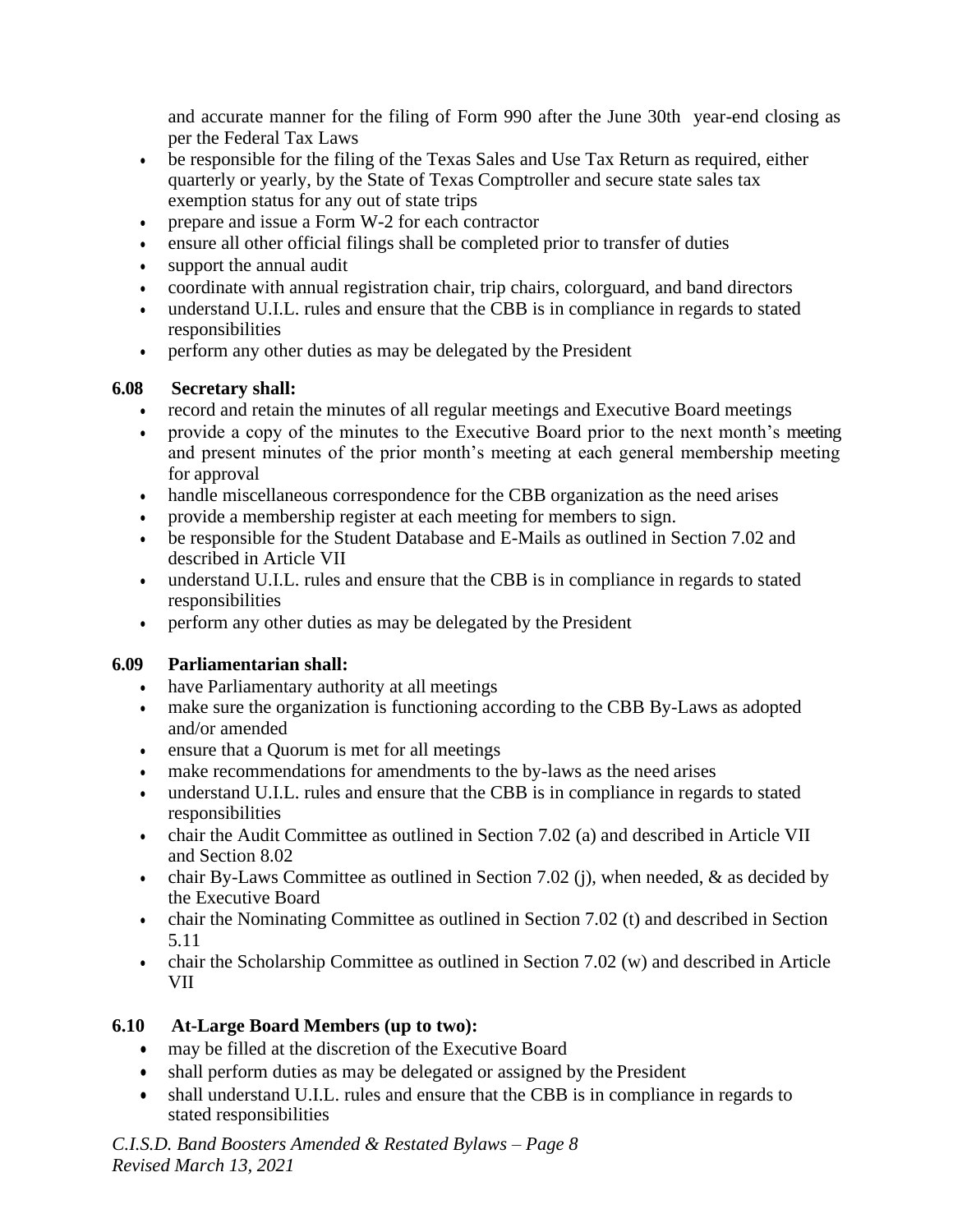and accurate manner for the filing of Form 990 after the June 30th year-end closing as per the Federal Tax Laws

- be responsible for the filing of the Texas Sales and Use Tax Return as required, either quarterly or yearly, by the State of Texas Comptroller and secure state sales tax exemption status for any out of state trips
- prepare and issue a Form W-2 for each contractor
- ensure all other official filings shall be completed prior to transfer of duties
- support the annual audit
- coordinate with annual registration chair, trip chairs, colorguard, and band directors
- understand U.I.L. rules and ensure that the CBB is in compliance in regards to stated responsibilities
- perform any other duties as may be delegated by the President

**6.08 Secretary shall:**

- record and retain the minutes of all regular meetings and Executive Board meetings
- provide a copy of the minutes to the Executive Board prior to the next month's meeting and present minutes of the prior month's meeting at each general membership meeting for approval
- handle miscellaneous correspondence for the CBB organization as the need arises
- provide a membership register at each meeting for members to sign.
- be responsible for the Student Database and E-Mails as outlined in Section 7.02 and described in Article VII
- understand U.I.L. rules and ensure that the CBB is in compliance in regards to stated responsibilities
- perform any other duties as may be delegated by the President

**6.09 Parliamentarian shall:**

- have Parliamentary authority at all meetings
- make sure the organization is functioning according to the CBB By-Laws as adopted and/or amended
- ensure that a Quorum is met for all meetings
- make recommendations for amendments to the by-laws as the need arises
- understand U.I.L. rules and ensure that the CBB is in compliance in regards to stated responsibilities
- chair the Audit Committee as outlined in Section 7.02 (a) and described in Article VII and Section 8.02
- chair By-Laws Committee as outlined in Section 7.02 (j), when needed, & as decided by the Executive Board
- chair the Nominating Committee as outlined in Section 7.02 (t) and described in Section 5.11
- chair the Scholarship Committee as outlined in Section 7.02 (w) and described in Article VII

**6.10 At-Large Board Members (up to two):**

- may be filled at the discretion of the Executive Board
- shall perform duties as may be delegated or assigned by the President
- shall understand U.I.L. rules and ensure that the CBB is in compliance in regards to stated responsibilities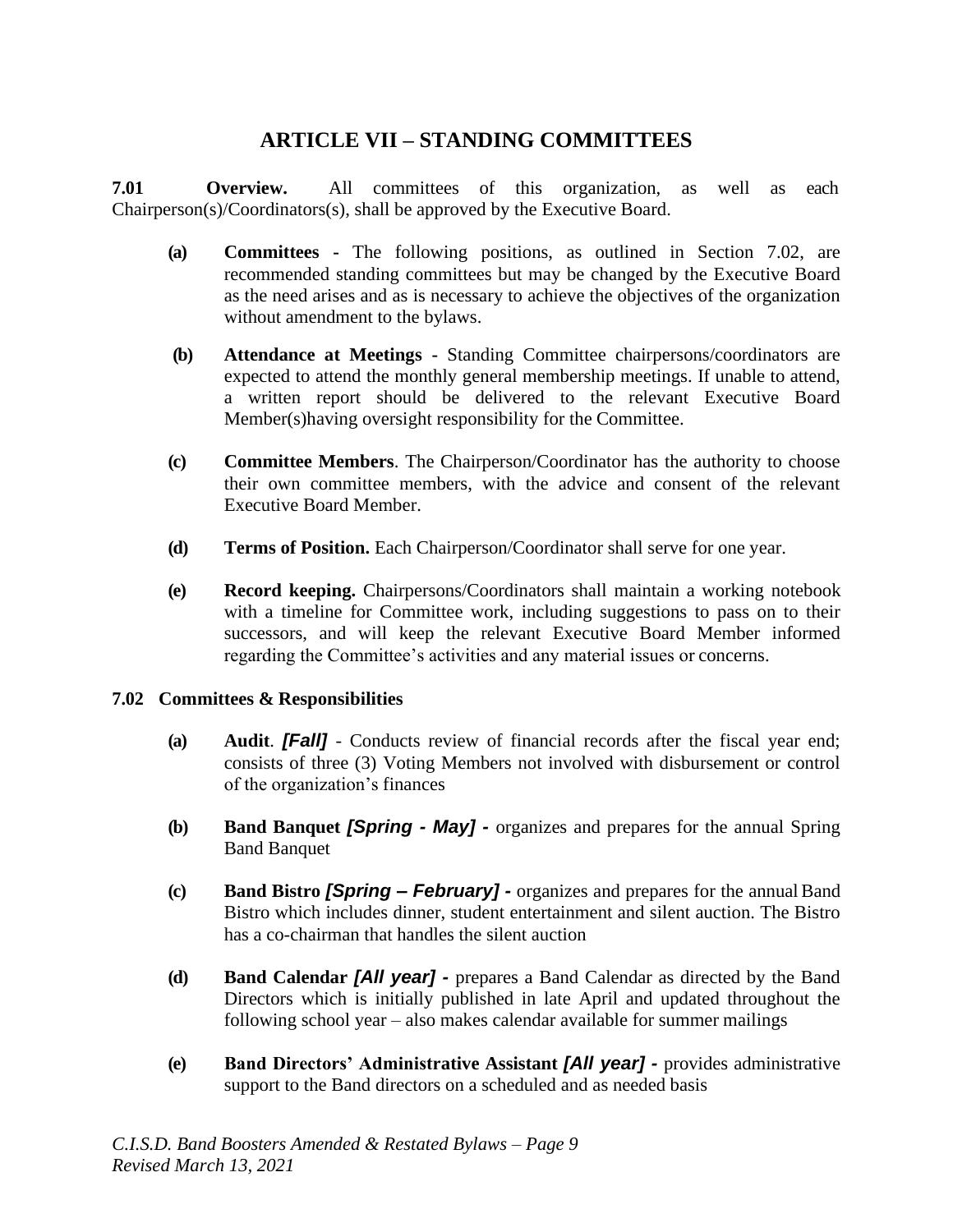# ARTICLE VII – STANDING COMMITTEES

**7.01 Overview.** All committees of this organization, as well as each Chairperson(s)/Coordinators(s), shall be approved by the Executive Board.

- **(a) Committees** - The following positions, as outlined in Section 7.02, are recommended standing committees but may be changed by the Executive Board as the need arises and as is necessary to achieve the objectives of the organization without amendment to the bylaws.

- **(b) Attendance at Meetings** - Standing Committee chairpersons/coordinators are expected to attend the monthly general membership meetings. If unable to attend, a written report should be delivered to the relevant Executive Board Member(s)having oversight responsibility for the Committee.

- **(c) Committee Members**. The Chairperson/Coordinator has the authority to choose their own committee members, with the advice and consent of the relevant Executive Board Member.

- **(d) Terms of Position.** Each Chairperson/Coordinator shall serve for one year.

- **(e) Record keeping.** Chairpersons/Coordinators shall maintain a working notebook with a timeline for Committee work, including suggestions to pass on to their successors, and will keep the relevant Executive Board Member informed regarding the Committee's activities and any material issues or concerns.

**7.02 Committees & Responsibilities**

- **(a) Audit**. ***[Fall]*** - Conducts review of financial records after the fiscal year end; consists of three (3) Voting Members not involved with disbursement or control of the organization's finances

- **(b) Band Banquet *[Spring - May] -*** organizes and prepares for the annual Spring Band Banquet

- **(c) Band Bistro *[Spring – February] -*** organizes and prepares for the annual Band Bistro which includes dinner, student entertainment and silent auction. The Bistro has a co-chairman that handles the silent auction

- **(d) Band Calendar *[All year] -*** prepares a Band Calendar as directed by the Band Directors which is initially published in late April and updated throughout the following school year – also makes calendar available for summer mailings

- **(e) Band Directors' Administrative Assistant *[All year] -*** provides administrative support to the Band directors on a scheduled and as needed basis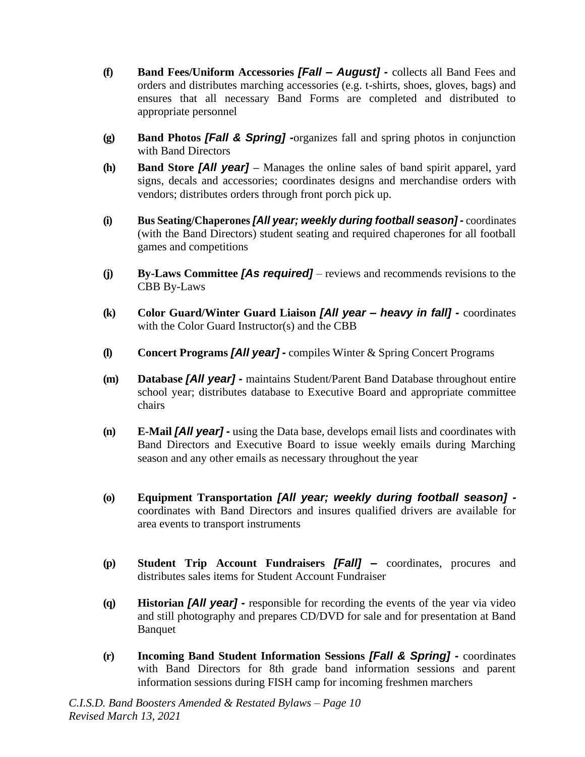**(f)** **Band Fees/Uniform Accessories** ***[Fall – August] -*** collects all Band Fees and orders and distributes marching accessories (e.g. t-shirts, shoes, gloves, bags) and ensures that all necessary Band Forms are completed and distributed to appropriate personnel

**(g)** **Band Photos** ***[Fall & Spring] -***organizes fall and spring photos in conjunction with Band Directors

**(h)** **Band Store** ***[All year]*** – Manages the online sales of band spirit apparel, yard signs, decals and accessories; coordinates designs and merchandise orders with vendors; distributes orders through front porch pick up.

**(i)** **Bus Seating/Chaperones** ***[All year; weekly during football season] -*** coordinates (with the Band Directors) student seating and required chaperones for all football games and competitions

**(j)** **By-Laws Committee** ***[As required]*** – reviews and recommends revisions to the CBB By-Laws

**(k)** **Color Guard/Winter Guard Liaison** ***[All year – heavy in fall] -*** coordinates with the Color Guard Instructor(s) and the CBB

**(l)** **Concert Programs** ***[All year] -*** compiles Winter & Spring Concert Programs

**(m)** **Database** ***[All year] -*** maintains Student/Parent Band Database throughout entire school year; distributes database to Executive Board and appropriate committee chairs

**(n)** **E-Mail** ***[All year] -*** using the Data base, develops email lists and coordinates with Band Directors and Executive Board to issue weekly emails during Marching season and any other emails as necessary throughout the year

**(o)** **Equipment Transportation** ***[All year; weekly during football season] -*** coordinates with Band Directors and insures qualified drivers are available for area events to transport instruments

**(p)** **Student Trip Account Fundraisers** ***[Fall] –*** coordinates, procures and distributes sales items for Student Account Fundraiser

**(q)** **Historian** ***[All year] -*** responsible for recording the events of the year via video and still photography and prepares CD/DVD for sale and for presentation at Band Banquet

**(r)** **Incoming Band Student Information Sessions** ***[Fall & Spring] -*** coordinates with Band Directors for 8th grade band information sessions and parent information sessions during FISH camp for incoming freshmen marchers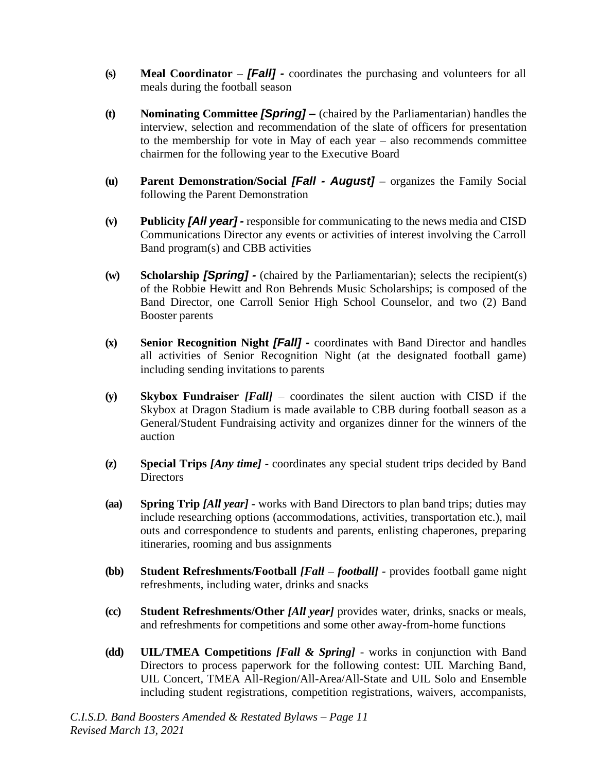**(s)** **Meal Coordinator** – ***[Fall] -*** coordinates the purchasing and volunteers for all meals during the football season

**(t)** **Nominating Committee *[Spring] –*** (chaired by the Parliamentarian) handles the interview, selection and recommendation of the slate of officers for presentation to the membership for vote in May of each year – also recommends committee chairmen for the following year to the Executive Board

**(u)** **Parent Demonstration/Social *[Fall - August] –*** organizes the Family Social following the Parent Demonstration

**(v)** **Publicity *[All year] -*** responsible for communicating to the news media and CISD Communications Director any events or activities of interest involving the Carroll Band program(s) and CBB activities

**(w)** **Scholarship *[Spring] -*** (chaired by the Parliamentarian); selects the recipient(s) of the Robbie Hewitt and Ron Behrends Music Scholarships; is composed of the Band Director, one Carroll Senior High School Counselor, and two (2) Band Booster parents

**(x)** **Senior Recognition Night *[Fall] -*** coordinates with Band Director and handles all activities of Senior Recognition Night (at the designated football game) including sending invitations to parents

**(y)** **Skybox Fundraiser *[Fall]*** – coordinates the silent auction with CISD if the Skybox at Dragon Stadium is made available to CBB during football season as a General/Student Fundraising activity and organizes dinner for the winners of the auction

**(z)** **Special Trips *[Any time] -*** coordinates any special student trips decided by Band Directors

**(aa)** **Spring Trip *[All year] -*** works with Band Directors to plan band trips; duties may include researching options (accommodations, activities, transportation etc.), mail outs and correspondence to students and parents, enlisting chaperones, preparing itineraries, rooming and bus assignments

**(bb)** **Student Refreshments/Football *[Fall – football] -*** provides football game night refreshments, including water, drinks and snacks

**(cc)** **Student Refreshments/Other *[All year]*** provides water, drinks, snacks or meals, and refreshments for competitions and some other away-from-home functions

**(dd)** **UIL/TMEA Competitions *[Fall & Spring]*** - works in conjunction with Band Directors to process paperwork for the following contest: UIL Marching Band, UIL Concert, TMEA All-Region/All-Area/All-State and UIL Solo and Ensemble including student registrations, competition registrations, waivers, accompanists,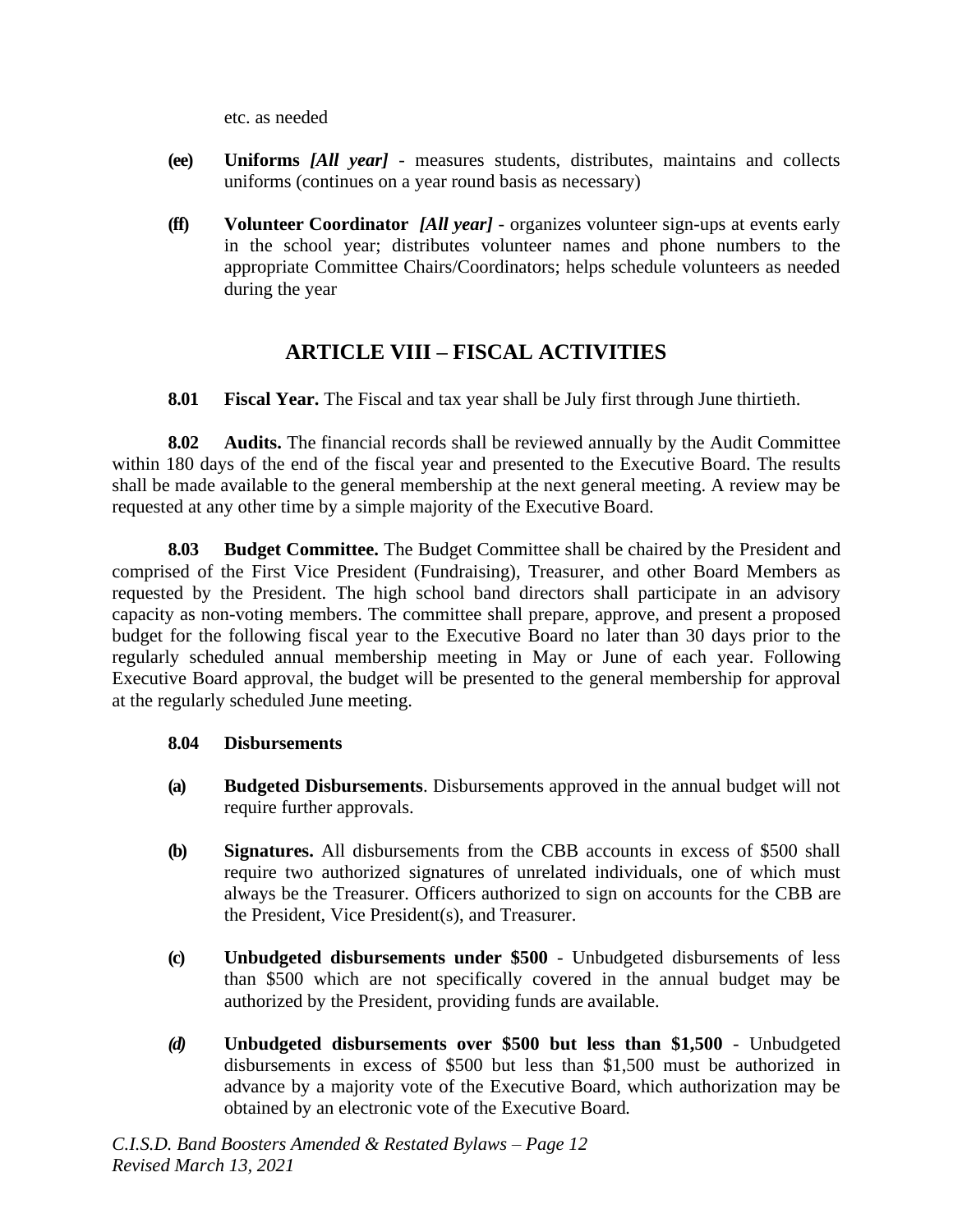etc. as needed

**(ee)** **Uniforms** ***[All year]*** - measures students, distributes, maintains and collects uniforms (continues on a year round basis as necessary)

**(ff)** **Volunteer Coordinator** ***[All year]*** - organizes volunteer sign-ups at events early in the school year; distributes volunteer names and phone numbers to the appropriate Committee Chairs/Coordinators; helps schedule volunteers as needed during the year

## ARTICLE VIII – FISCAL ACTIVITIES

**8.01 Fiscal Year.** The Fiscal and tax year shall be July first through June thirtieth.

**8.02 Audits.** The financial records shall be reviewed annually by the Audit Committee within 180 days of the end of the fiscal year and presented to the Executive Board. The results shall be made available to the general membership at the next general meeting. A review may be requested at any other time by a simple majority of the Executive Board.

**8.03 Budget Committee.** The Budget Committee shall be chaired by the President and comprised of the First Vice President (Fundraising), Treasurer, and other Board Members as requested by the President. The high school band directors shall participate in an advisory capacity as non-voting members. The committee shall prepare, approve, and present a proposed budget for the following fiscal year to the Executive Board no later than 30 days prior to the regularly scheduled annual membership meeting in May or June of each year. Following Executive Board approval, the budget will be presented to the general membership for approval at the regularly scheduled June meeting.

**8.04 Disbursements**

**(a)** **Budgeted Disbursements**. Disbursements approved in the annual budget will not require further approvals.

**(b)** **Signatures.** All disbursements from the CBB accounts in excess of $500 shall require two authorized signatures of unrelated individuals, one of which must always be the Treasurer. Officers authorized to sign on accounts for the CBB are the President, Vice President(s), and Treasurer.

**(c)** **Unbudgeted disbursements under $500** - Unbudgeted disbursements of less than $500 which are not specifically covered in the annual budget may be authorized by the President, providing funds are available.

***(d)*** **Unbudgeted disbursements over $500 but less than $1,500** - Unbudgeted disbursements in excess of $500 but less than $1,500 must be authorized in advance by a majority vote of the Executive Board, which authorization may be obtained by an electronic vote of the Executive Board.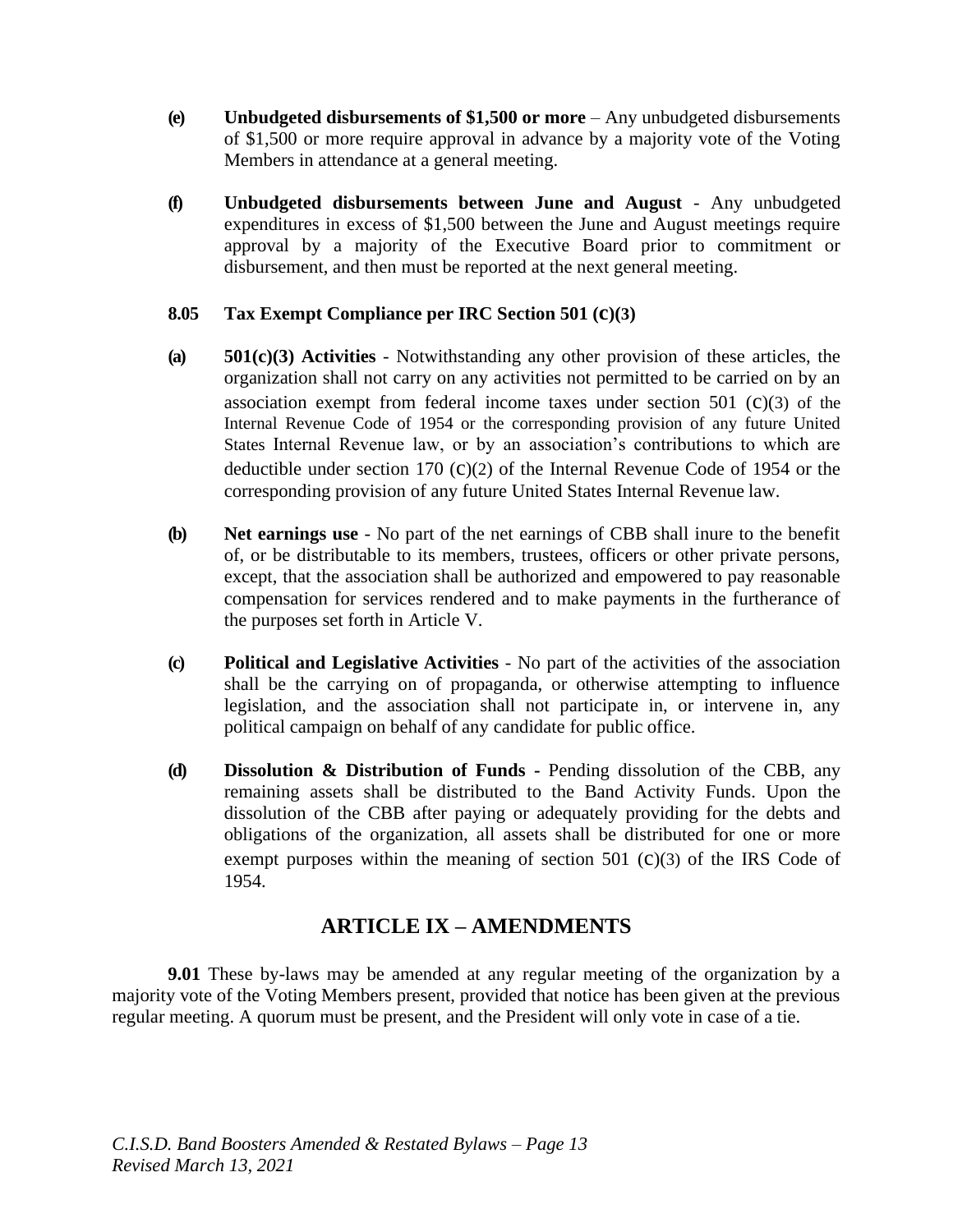**(e)** **Unbudgeted disbursements of $1,500 or more** – Any unbudgeted disbursements of $1,500 or more require approval in advance by a majority vote of the Voting Members in attendance at a general meeting.

**(f)** **Unbudgeted disbursements between June and August** - Any unbudgeted expenditures in excess of $1,500 between the June and August meetings require approval by a majority of the Executive Board prior to commitment or disbursement, and then must be reported at the next general meeting.

### 8.05 Tax Exempt Compliance per IRC Section 501 (c)(3)

**(a)** **501(c)(3) Activities** - Notwithstanding any other provision of these articles, the organization shall not carry on any activities not permitted to be carried on by an association exempt from federal income taxes under section 501 (c)(3) of the Internal Revenue Code of 1954 or the corresponding provision of any future United States Internal Revenue law, or by an association's contributions to which are deductible under section 170 (c)(2) of the Internal Revenue Code of 1954 or the corresponding provision of any future United States Internal Revenue law.

**(b)** **Net earnings use** - No part of the net earnings of CBB shall inure to the benefit of, or be distributable to its members, trustees, officers or other private persons, except, that the association shall be authorized and empowered to pay reasonable compensation for services rendered and to make payments in the furtherance of the purposes set forth in Article V.

**(c)** **Political and Legislative Activities** - No part of the activities of the association shall be the carrying on of propaganda, or otherwise attempting to influence legislation, and the association shall not participate in, or intervene in, any political campaign on behalf of any candidate for public office.

**(d)** **Dissolution & Distribution of Funds -** Pending dissolution of the CBB, any remaining assets shall be distributed to the Band Activity Funds. Upon the dissolution of the CBB after paying or adequately providing for the debts and obligations of the organization, all assets shall be distributed for one or more exempt purposes within the meaning of section 501 (c)(3) of the IRS Code of 1954.

## ARTICLE IX – AMENDMENTS

**9.01** These by-laws may be amended at any regular meeting of the organization by a majority vote of the Voting Members present, provided that notice has been given at the previous regular meeting. A quorum must be present, and the President will only vote in case of a tie.